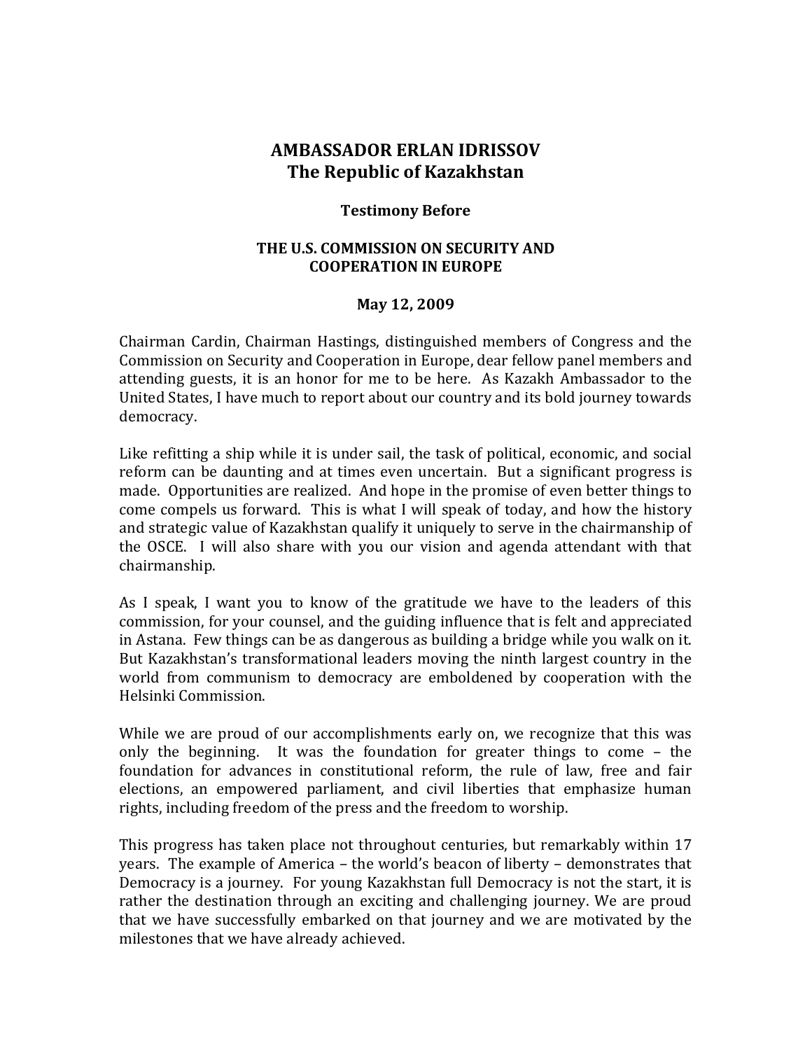# AMBASSADOR ERLAN IDRISSOV
# The Republic of Kazakhstan

### Testimony Before

### THE U.S. COMMISSION ON SECURITY AND COOPERATION IN EUROPE

### May 12, 2009

Chairman Cardin, Chairman Hastings, distinguished members of Congress and the Commission on Security and Cooperation in Europe, dear fellow panel members and attending guests, it is an honor for me to be here. As Kazakh Ambassador to the United States, I have much to report about our country and its bold journey towards democracy.

Like refitting a ship while it is under sail, the task of political, economic, and social reform can be daunting and at times even uncertain. But a significant progress is made. Opportunities are realized. And hope in the promise of even better things to come compels us forward. This is what I will speak of today, and how the history and strategic value of Kazakhstan qualify it uniquely to serve in the chairmanship of the OSCE. I will also share with you our vision and agenda attendant with that chairmanship.

As I speak, I want you to know of the gratitude we have to the leaders of this commission, for your counsel, and the guiding influence that is felt and appreciated in Astana. Few things can be as dangerous as building a bridge while you walk on it. But Kazakhstan's transformational leaders moving the ninth largest country in the world from communism to democracy are emboldened by cooperation with the Helsinki Commission.

While we are proud of our accomplishments early on, we recognize that this was only the beginning. It was the foundation for greater things to come – the foundation for advances in constitutional reform, the rule of law, free and fair elections, an empowered parliament, and civil liberties that emphasize human rights, including freedom of the press and the freedom to worship.

This progress has taken place not throughout centuries, but remarkably within 17 years. The example of America – the world's beacon of liberty – demonstrates that Democracy is a journey. For young Kazakhstan full Democracy is not the start, it is rather the destination through an exciting and challenging journey. We are proud that we have successfully embarked on that journey and we are motivated by the milestones that we have already achieved.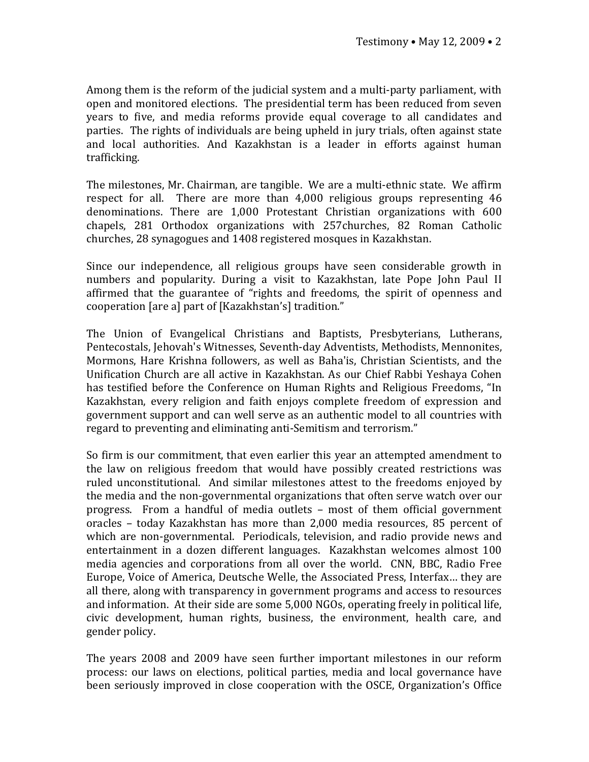Among them is the reform of the judicial system and a multi-party parliament, with open and monitored elections. The presidential term has been reduced from seven years to five, and media reforms provide equal coverage to all candidates and parties. The rights of individuals are being upheld in jury trials, often against state and local authorities. And Kazakhstan is a leader in efforts against human trafficking.

The milestones, Mr. Chairman, are tangible. We are a multi-ethnic state. We affirm respect for all. There are more than 4,000 religious groups representing 46 denominations. There are 1,000 Protestant Christian organizations with 600 chapels, 281 Orthodox organizations with 257churches, 82 Roman Catholic churches, 28 synagogues and 1408 registered mosques in Kazakhstan.

Since our independence, all religious groups have seen considerable growth in numbers and popularity. During a visit to Kazakhstan, late Pope John Paul II affirmed that the guarantee of "rights and freedoms, the spirit of openness and cooperation [are a] part of [Kazakhstan's] tradition."

The Union of Evangelical Christians and Baptists, Presbyterians, Lutherans, Pentecostals, Jehovah's Witnesses, Seventh-day Adventists, Methodists, Mennonites, Mormons, Hare Krishna followers, as well as Baha'is, Christian Scientists, and the Unification Church are all active in Kazakhstan. As our Chief Rabbi Yeshaya Cohen has testified before the Conference on Human Rights and Religious Freedoms, "In Kazakhstan, every religion and faith enjoys complete freedom of expression and government support and can well serve as an authentic model to all countries with regard to preventing and eliminating anti-Semitism and terrorism."

So firm is our commitment, that even earlier this year an attempted amendment to the law on religious freedom that would have possibly created restrictions was ruled unconstitutional. And similar milestones attest to the freedoms enjoyed by the media and the non-governmental organizations that often serve watch over our progress. From a handful of media outlets – most of them official government oracles – today Kazakhstan has more than 2,000 media resources, 85 percent of which are non-governmental. Periodicals, television, and radio provide news and entertainment in a dozen different languages. Kazakhstan welcomes almost 100 media agencies and corporations from all over the world. CNN, BBC, Radio Free Europe, Voice of America, Deutsche Welle, the Associated Press, Interfax… they are all there, along with transparency in government programs and access to resources and information. At their side are some 5,000 NGOs, operating freely in political life, civic development, human rights, business, the environment, health care, and gender policy.

The years 2008 and 2009 have seen further important milestones in our reform process: our laws on elections, political parties, media and local governance have been seriously improved in close cooperation with the OSCE, Organization's Office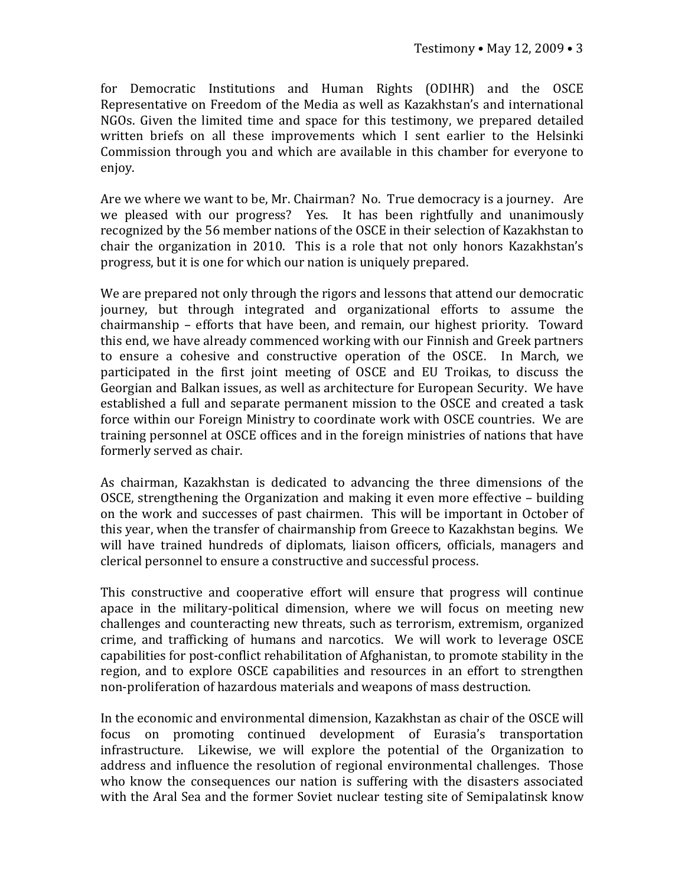for Democratic Institutions and Human Rights (ODIHR) and the OSCE Representative on Freedom of the Media as well as Kazakhstan's and international NGOs. Given the limited time and space for this testimony, we prepared detailed written briefs on all these improvements which I sent earlier to the Helsinki Commission through you and which are available in this chamber for everyone to enjoy.

Are we where we want to be, Mr. Chairman? No. True democracy is a journey. Are we pleased with our progress? Yes. It has been rightfully and unanimously recognized by the 56 member nations of the OSCE in their selection of Kazakhstan to chair the organization in 2010. This is a role that not only honors Kazakhstan's progress, but it is one for which our nation is uniquely prepared.

We are prepared not only through the rigors and lessons that attend our democratic journey, but through integrated and organizational efforts to assume the chairmanship – efforts that have been, and remain, our highest priority. Toward this end, we have already commenced working with our Finnish and Greek partners to ensure a cohesive and constructive operation of the OSCE. In March, we participated in the first joint meeting of OSCE and EU Troikas, to discuss the Georgian and Balkan issues, as well as architecture for European Security. We have established a full and separate permanent mission to the OSCE and created a task force within our Foreign Ministry to coordinate work with OSCE countries. We are training personnel at OSCE offices and in the foreign ministries of nations that have formerly served as chair.

As chairman, Kazakhstan is dedicated to advancing the three dimensions of the OSCE, strengthening the Organization and making it even more effective – building on the work and successes of past chairmen. This will be important in October of this year, when the transfer of chairmanship from Greece to Kazakhstan begins. We will have trained hundreds of diplomats, liaison officers, officials, managers and clerical personnel to ensure a constructive and successful process.

This constructive and cooperative effort will ensure that progress will continue apace in the military-political dimension, where we will focus on meeting new challenges and counteracting new threats, such as terrorism, extremism, organized crime, and trafficking of humans and narcotics. We will work to leverage OSCE capabilities for post-conflict rehabilitation of Afghanistan, to promote stability in the region, and to explore OSCE capabilities and resources in an effort to strengthen non-proliferation of hazardous materials and weapons of mass destruction.

In the economic and environmental dimension, Kazakhstan as chair of the OSCE will focus on promoting continued development of Eurasia's transportation infrastructure. Likewise, we will explore the potential of the Organization to address and influence the resolution of regional environmental challenges. Those who know the consequences our nation is suffering with the disasters associated with the Aral Sea and the former Soviet nuclear testing site of Semipalatinsk know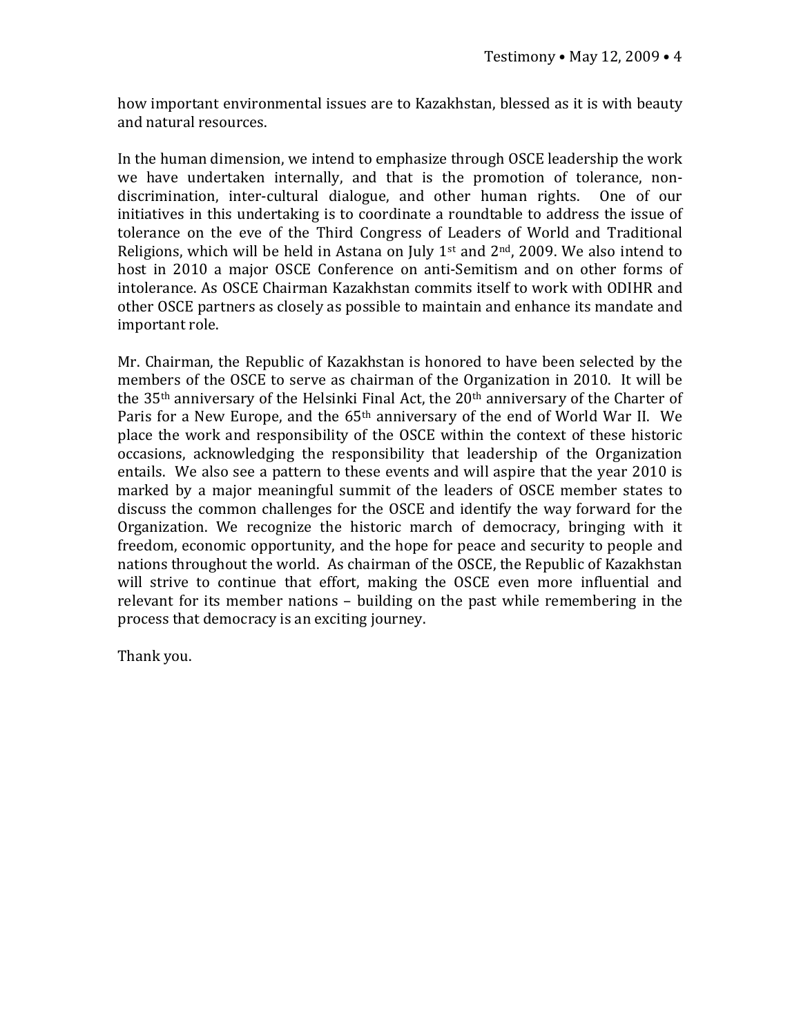how important environmental issues are to Kazakhstan, blessed as it is with beauty and natural resources.

In the human dimension, we intend to emphasize through OSCE leadership the work we have undertaken internally, and that is the promotion of tolerance, non-discrimination, inter-cultural dialogue, and other human rights. One of our initiatives in this undertaking is to coordinate a roundtable to address the issue of tolerance on the eve of the Third Congress of Leaders of World and Traditional Religions, which will be held in Astana on July 1st and 2nd, 2009. We also intend to host in 2010 a major OSCE Conference on anti-Semitism and on other forms of intolerance. As OSCE Chairman Kazakhstan commits itself to work with ODIHR and other OSCE partners as closely as possible to maintain and enhance its mandate and important role.

Mr. Chairman, the Republic of Kazakhstan is honored to have been selected by the members of the OSCE to serve as chairman of the Organization in 2010. It will be the 35th anniversary of the Helsinki Final Act, the 20th anniversary of the Charter of Paris for a New Europe, and the 65th anniversary of the end of World War II. We place the work and responsibility of the OSCE within the context of these historic occasions, acknowledging the responsibility that leadership of the Organization entails. We also see a pattern to these events and will aspire that the year 2010 is marked by a major meaningful summit of the leaders of OSCE member states to discuss the common challenges for the OSCE and identify the way forward for the Organization. We recognize the historic march of democracy, bringing with it freedom, economic opportunity, and the hope for peace and security to people and nations throughout the world. As chairman of the OSCE, the Republic of Kazakhstan will strive to continue that effort, making the OSCE even more influential and relevant for its member nations – building on the past while remembering in the process that democracy is an exciting journey.

Thank you.